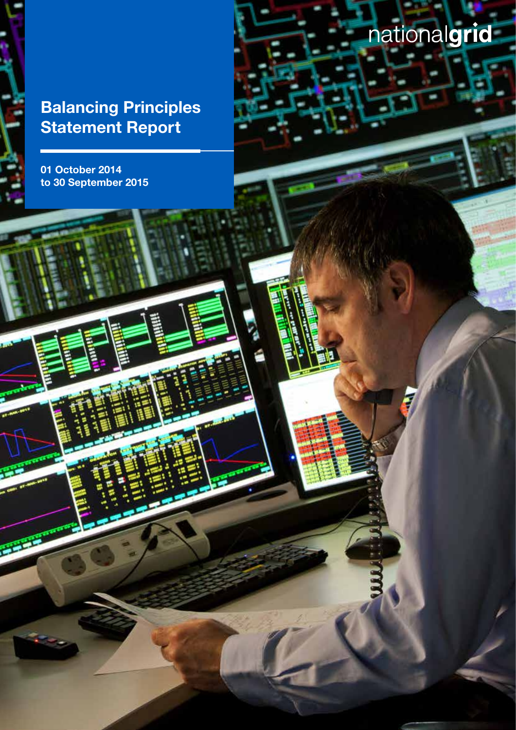nationalgrid

# Balancing Principles Statement Report

**01 October 2014 to 30 September 2015**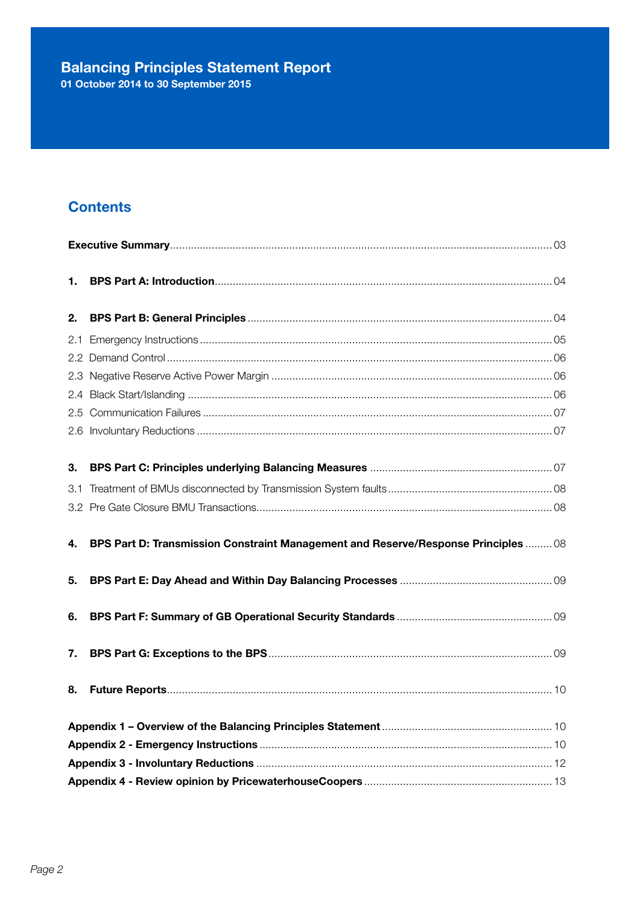# Balancing Principles Statement Report

**01 October 2014 to 30 September 2015**

## Contents

| | |
|---|---|
| **Executive Summary** | 03 |
| **1. BPS Part A: Introduction** | 04 |
| **2. BPS Part B: General Principles** | 04 |
| 2.1 Emergency Instructions | 05 |
| 2.2 Demand Control | 06 |
| 2.3 Negative Reserve Active Power Margin | 06 |
| 2.4 Black Start/Islanding | 06 |
| 2.5 Communication Failures | 07 |
| 2.6 Involuntary Reductions | 07 |
| **3. BPS Part C: Principles underlying Balancing Measures** | 07 |
| 3.1 Treatment of BMUs disconnected by Transmission System faults | 08 |
| 3.2 Pre Gate Closure BMU Transactions | 08 |
| **4. BPS Part D: Transmission Constraint Management and Reserve/Response Principles** | 08 |
| **5. BPS Part E: Day Ahead and Within Day Balancing Processes** | 09 |
| **6. BPS Part F: Summary of GB Operational Security Standards** | 09 |
| **7. BPS Part G: Exceptions to the BPS** | 09 |
| **8. Future Reports** | 10 |
| **Appendix 1 – Overview of the Balancing Principles Statement** | 10 |
| **Appendix 2 - Emergency Instructions** | 10 |
| **Appendix 3 - Involuntary Reductions** | 12 |
| **Appendix 4 - Review opinion by PricewaterhouseCoopers** | 13 |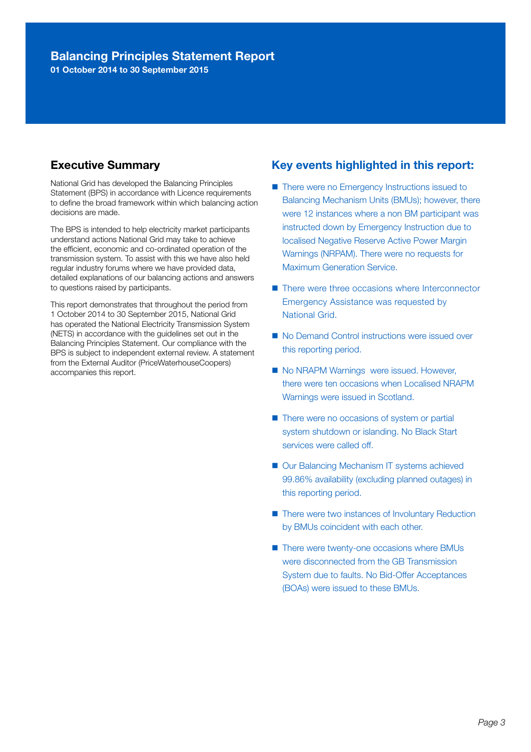# Balancing Principles Statement Report

**01 October 2014 to 30 September 2015**

## Executive Summary

National Grid has developed the Balancing Principles Statement (BPS) in accordance with Licence requirements to define the broad framework within which balancing action decisions are made.

The BPS is intended to help electricity market participants understand actions National Grid may take to achieve the efficient, economic and co-ordinated operation of the transmission system. To assist with this we have also held regular industry forums where we have provided data, detailed explanations of our balancing actions and answers to questions raised by participants.

This report demonstrates that throughout the period from 1 October 2014 to 30 September 2015, National Grid has operated the National Electricity Transmission System (NETS) in accordance with the guidelines set out in the Balancing Principles Statement. Our compliance with the BPS is subject to independent external review. A statement from the External Auditor (PriceWaterhouseCoopers) accompanies this report.

## Key events highlighted in this report:

- There were no Emergency Instructions issued to Balancing Mechanism Units (BMUs); however, there were 12 instances where a non BM participant was instructed down by Emergency Instruction due to localised Negative Reserve Active Power Margin Warnings (NRPAM). There were no requests for Maximum Generation Service.
- There were three occasions where Interconnector Emergency Assistance was requested by National Grid.
- No Demand Control instructions were issued over this reporting period.
- No NRAPM Warnings were issued. However, there were ten occasions when Localised NRAPM Warnings were issued in Scotland.
- There were no occasions of system or partial system shutdown or islanding. No Black Start services were called off.
- Our Balancing Mechanism IT systems achieved 99.86% availability (excluding planned outages) in this reporting period.
- There were two instances of Involuntary Reduction by BMUs coincident with each other.
- There were twenty-one occasions where BMUs were disconnected from the GB Transmission System due to faults. No Bid-Offer Acceptances (BOAs) were issued to these BMUs.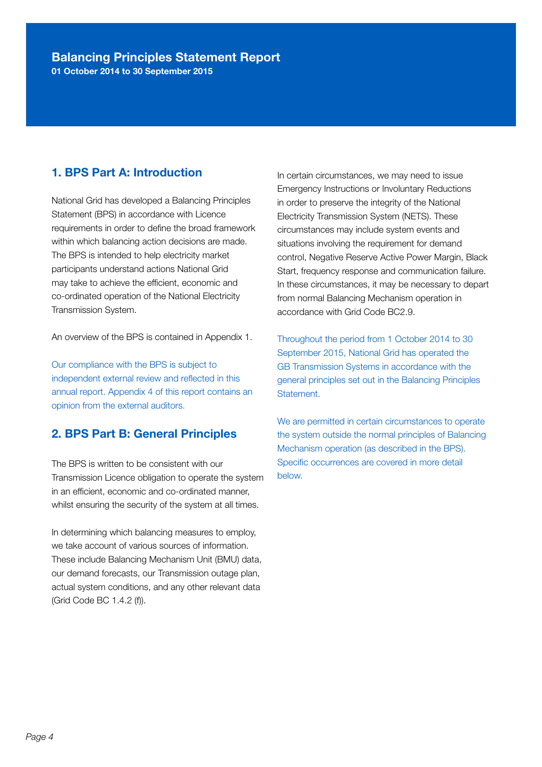# Balancing Principles Statement Report

**01 October 2014 to 30 September 2015**

## 1. BPS Part A: Introduction

National Grid has developed a Balancing Principles Statement (BPS) in accordance with Licence requirements in order to define the broad framework within which balancing action decisions are made. The BPS is intended to help electricity market participants understand actions National Grid may take to achieve the efficient, economic and co-ordinated operation of the National Electricity Transmission System.

An overview of the BPS is contained in Appendix 1.

Our compliance with the BPS is subject to independent external review and reflected in this annual report. Appendix 4 of this report contains an opinion from the external auditors.

## 2. BPS Part B: General Principles

The BPS is written to be consistent with our Transmission Licence obligation to operate the system in an efficient, economic and co-ordinated manner, whilst ensuring the security of the system at all times.

In determining which balancing measures to employ, we take account of various sources of information. These include Balancing Mechanism Unit (BMU) data, our demand forecasts, our Transmission outage plan, actual system conditions, and any other relevant data (Grid Code BC 1.4.2 (f)).

In certain circumstances, we may need to issue Emergency Instructions or Involuntary Reductions in order to preserve the integrity of the National Electricity Transmission System (NETS). These circumstances may include system events and situations involving the requirement for demand control, Negative Reserve Active Power Margin, Black Start, frequency response and communication failure. In these circumstances, it may be necessary to depart from normal Balancing Mechanism operation in accordance with Grid Code BC2.9.

Throughout the period from 1 October 2014 to 30 September 2015, National Grid has operated the GB Transmission Systems in accordance with the general principles set out in the Balancing Principles Statement.

We are permitted in certain circumstances to operate the system outside the normal principles of Balancing Mechanism operation (as described in the BPS). Specific occurrences are covered in more detail below.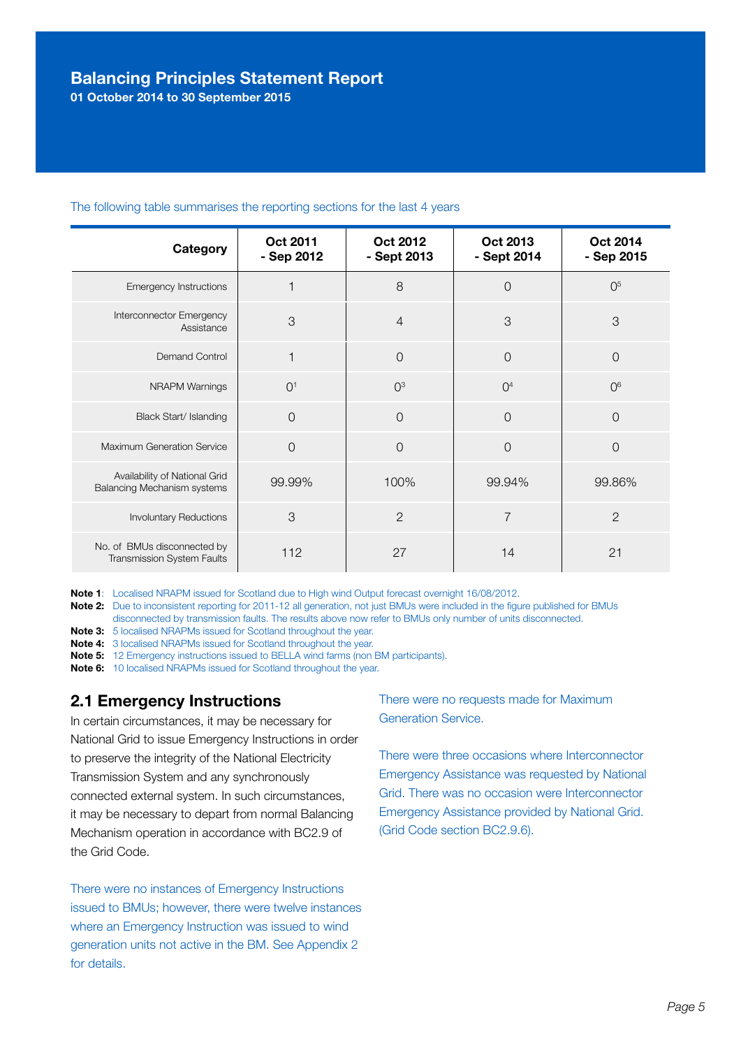# Balancing Principles Statement Report

**01 October 2014 to 30 September 2015**

The following table summarises the reporting sections for the last 4 years

| Category | Oct 2011 - Sep 2012 | Oct 2012 - Sept 2013 | Oct 2013 - Sept 2014 | Oct 2014 - Sep 2015 |
|---|---|---|---|---|
| Emergency Instructions | 1 | 8 | 0 | 0[5] |
| Interconnector Emergency Assistance | 3 | 4 | 3 | 3 |
| Demand Control | 1 | 0 | 0 | 0 |
| NRAPM Warnings | 0[1] | 0[3] | 0[4] | 0[6] |
| Black Start/ Islanding | 0 | 0 | 0 | 0 |
| Maximum Generation Service | 0 | 0 | 0 | 0 |
| Availability of National Grid Balancing Mechanism systems | 99.99% | 100% | 99.94% | 99.86% |
| Involuntary Reductions | 3 | 2 | 7 | 2 |
| No. of BMUs disconnected by Transmission System Faults | 112 | 27 | 14 | 21 |

**Note 1**: Localised NRAPM issued for Scotland due to High wind Output forecast overnight 16/08/2012.

**Note 2:** Due to inconsistent reporting for 2011-12 all generation, not just BMUs were included in the figure published for BMUs disconnected by transmission faults. The results above now refer to BMUs only number of units disconnected.

**Note 3:** 5 localised NRAPMs issued for Scotland throughout the year.

**Note 4:** 3 localised NRAPMs issued for Scotland throughout the year.

**Note 5:** 12 Emergency instructions issued to BELLA wind farms (non BM participants).

**Note 6:** 10 localised NRAPMs issued for Scotland throughout the year.

## 2.1 Emergency Instructions

In certain circumstances, it may be necessary for National Grid to issue Emergency Instructions in order to preserve the integrity of the National Electricity Transmission System and any synchronously connected external system. In such circumstances, it may be necessary to depart from normal Balancing Mechanism operation in accordance with BC2.9 of the Grid Code.

There were no instances of Emergency Instructions issued to BMUs; however, there were twelve instances where an Emergency Instruction was issued to wind generation units not active in the BM. See Appendix 2 for details.

There were no requests made for Maximum Generation Service.

There were three occasions where Interconnector Emergency Assistance was requested by National Grid. There was no occasion were Interconnector Emergency Assistance provided by National Grid. (Grid Code section BC2.9.6).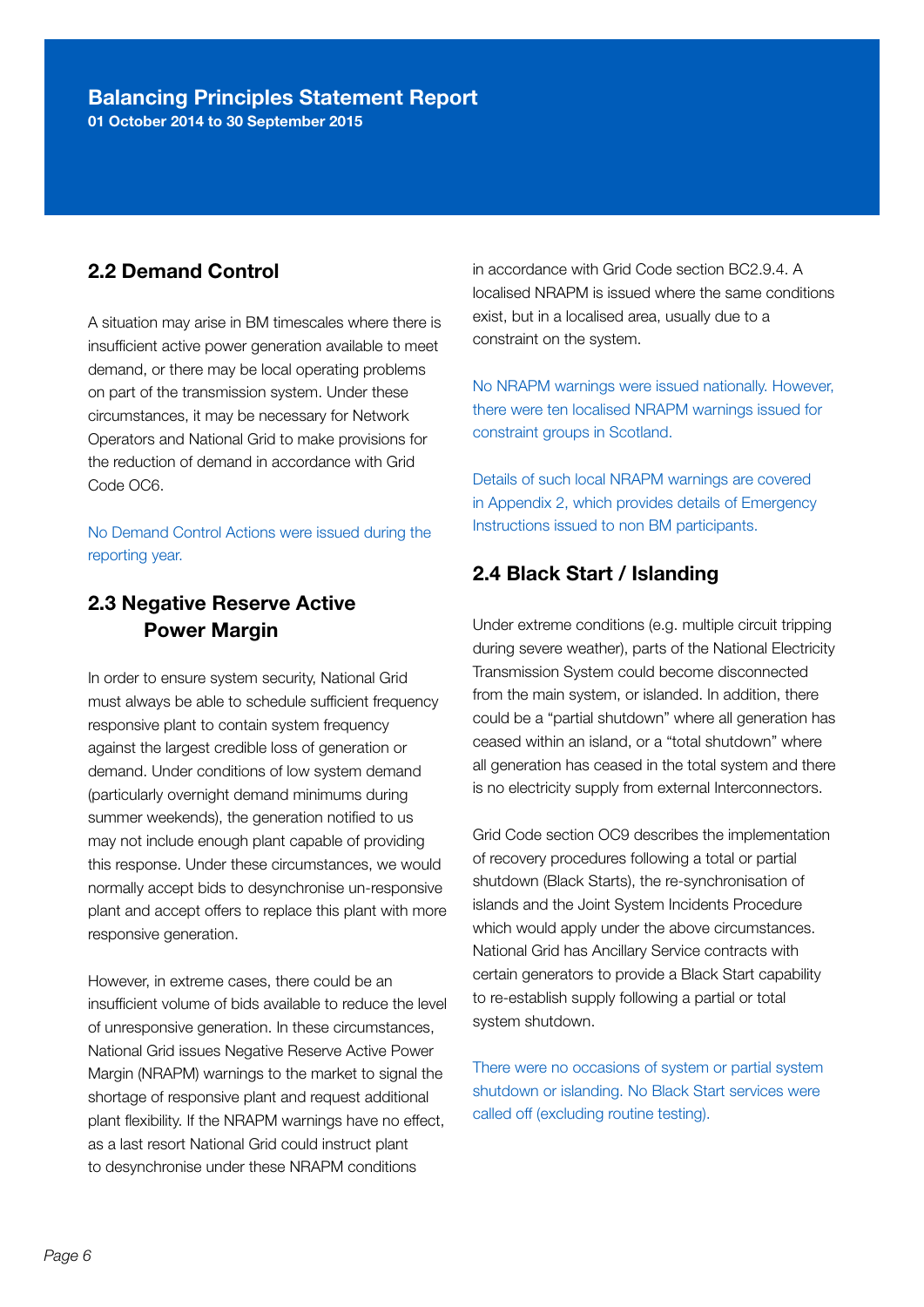## 2.2 Demand Control

A situation may arise in BM timescales where there is insufficient active power generation available to meet demand, or there may be local operating problems on part of the transmission system. Under these circumstances, it may be necessary for Network Operators and National Grid to make provisions for the reduction of demand in accordance with Grid Code OC6.

No Demand Control Actions were issued during the reporting year.

## 2.3 Negative Reserve Active Power Margin

In order to ensure system security, National Grid must always be able to schedule sufficient frequency responsive plant to contain system frequency against the largest credible loss of generation or demand. Under conditions of low system demand (particularly overnight demand minimums during summer weekends), the generation notified to us may not include enough plant capable of providing this response. Under these circumstances, we would normally accept bids to desynchronise un-responsive plant and accept offers to replace this plant with more responsive generation.

However, in extreme cases, there could be an insufficient volume of bids available to reduce the level of unresponsive generation. In these circumstances, National Grid issues Negative Reserve Active Power Margin (NRAPM) warnings to the market to signal the shortage of responsive plant and request additional plant flexibility. If the NRAPM warnings have no effect, as a last resort National Grid could instruct plant to desynchronise under these NRAPM conditions in accordance with Grid Code section BC2.9.4. A localised NRAPM is issued where the same conditions exist, but in a localised area, usually due to a constraint on the system.

No NRAPM warnings were issued nationally. However, there were ten localised NRAPM warnings issued for constraint groups in Scotland.

Details of such local NRAPM warnings are covered in Appendix 2, which provides details of Emergency Instructions issued to non BM participants.

## 2.4 Black Start / Islanding

Under extreme conditions (e.g. multiple circuit tripping during severe weather), parts of the National Electricity Transmission System could become disconnected from the main system, or islanded. In addition, there could be a "partial shutdown" where all generation has ceased within an island, or a "total shutdown" where all generation has ceased in the total system and there is no electricity supply from external Interconnectors.

Grid Code section OC9 describes the implementation of recovery procedures following a total or partial shutdown (Black Starts), the re-synchronisation of islands and the Joint System Incidents Procedure which would apply under the above circumstances. National Grid has Ancillary Service contracts with certain generators to provide a Black Start capability to re-establish supply following a partial or total system shutdown.

There were no occasions of system or partial system shutdown or islanding. No Black Start services were called off (excluding routine testing).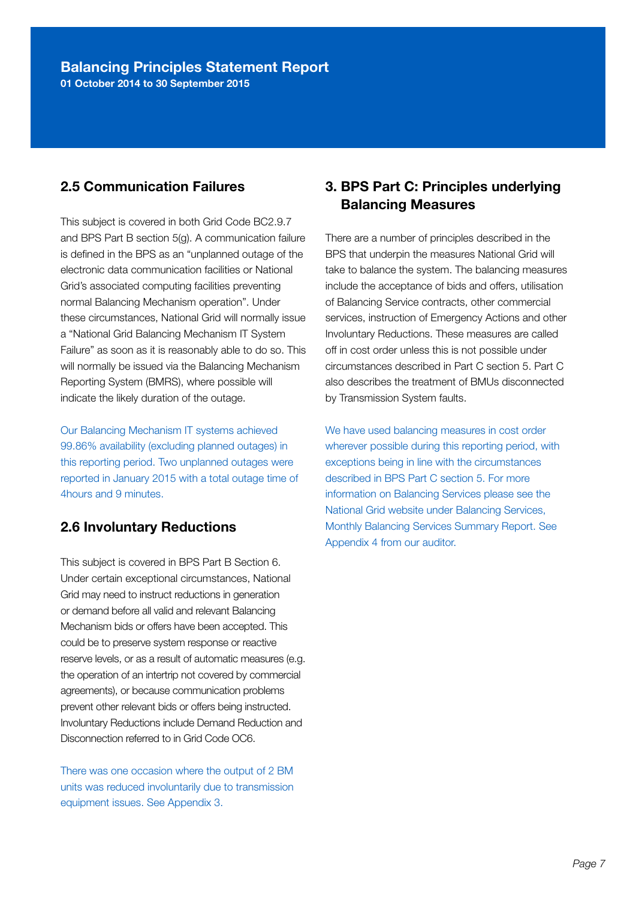## 2.5 Communication Failures

This subject is covered in both Grid Code BC2.9.7 and BPS Part B section 5(g). A communication failure is defined in the BPS as an "unplanned outage of the electronic data communication facilities or National Grid's associated computing facilities preventing normal Balancing Mechanism operation". Under these circumstances, National Grid will normally issue a "National Grid Balancing Mechanism IT System Failure" as soon as it is reasonably able to do so. This will normally be issued via the Balancing Mechanism Reporting System (BMRS), where possible will indicate the likely duration of the outage.

Our Balancing Mechanism IT systems achieved 99.86% availability (excluding planned outages) in this reporting period. Two unplanned outages were reported in January 2015 with a total outage time of 4hours and 9 minutes.

## 2.6 Involuntary Reductions

This subject is covered in BPS Part B Section 6. Under certain exceptional circumstances, National Grid may need to instruct reductions in generation or demand before all valid and relevant Balancing Mechanism bids or offers have been accepted. This could be to preserve system response or reactive reserve levels, or as a result of automatic measures (e.g. the operation of an intertrip not covered by commercial agreements), or because communication problems prevent other relevant bids or offers being instructed. Involuntary Reductions include Demand Reduction and Disconnection referred to in Grid Code OC6.

There was one occasion where the output of 2 BM units was reduced involuntarily due to transmission equipment issues. See Appendix 3.

## 3. BPS Part C: Principles underlying Balancing Measures

There are a number of principles described in the BPS that underpin the measures National Grid will take to balance the system. The balancing measures include the acceptance of bids and offers, utilisation of Balancing Service contracts, other commercial services, instruction of Emergency Actions and other Involuntary Reductions. These measures are called off in cost order unless this is not possible under circumstances described in Part C section 5. Part C also describes the treatment of BMUs disconnected by Transmission System faults.

We have used balancing measures in cost order wherever possible during this reporting period, with exceptions being in line with the circumstances described in BPS Part C section 5. For more information on Balancing Services please see the National Grid website under Balancing Services, Monthly Balancing Services Summary Report. See Appendix 4 from our auditor.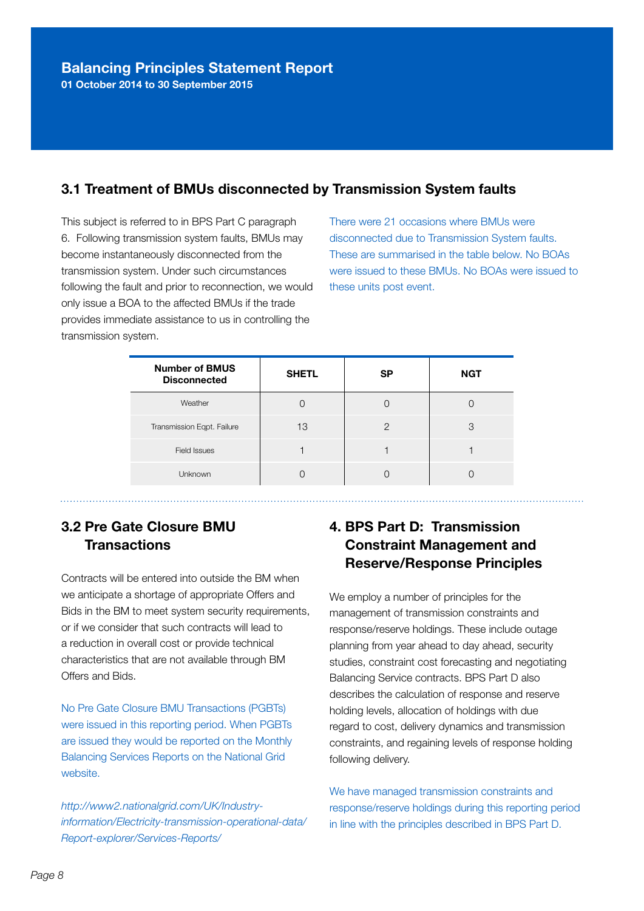### 3.1 Treatment of BMUs disconnected by Transmission System faults

This subject is referred to in BPS Part C paragraph 6. Following transmission system faults, BMUs may become instantaneously disconnected from the transmission system. Under such circumstances following the fault and prior to reconnection, we would only issue a BOA to the affected BMUs if the trade provides immediate assistance to us in controlling the transmission system.

There were 21 occasions where BMUs were disconnected due to Transmission System faults. These are summarised in the table below. No BOAs were issued to these BMUs. No BOAs were issued to these units post event.

| Number of BMUS Disconnected | SHETL | SP | NGT |
|---|---|---|---|
| Weather | 0 | 0 | 0 |
| Transmission Eqpt. Failure | 13 | 2 | 3 |
| Field Issues | 1 | 1 | 1 |
| Unknown | 0 | 0 | 0 |

### 3.2 Pre Gate Closure BMU Transactions

Contracts will be entered into outside the BM when we anticipate a shortage of appropriate Offers and Bids in the BM to meet system security requirements, or if we consider that such contracts will lead to a reduction in overall cost or provide technical characteristics that are not available through BM Offers and Bids.

No Pre Gate Closure BMU Transactions (PGBTs) were issued in this reporting period. When PGBTs are issued they would be reported on the Monthly Balancing Services Reports on the National Grid website.

*http://www2.nationalgrid.com/UK/Industry-information/Electricity-transmission-operational-data/Report-explorer/Services-Reports/*

## 4. BPS Part D: Transmission Constraint Management and Reserve/Response Principles

We employ a number of principles for the management of transmission constraints and response/reserve holdings. These include outage planning from year ahead to day ahead, security studies, constraint cost forecasting and negotiating Balancing Service contracts. BPS Part D also describes the calculation of response and reserve holding levels, allocation of holdings with due regard to cost, delivery dynamics and transmission constraints, and regaining levels of response holding following delivery.

We have managed transmission constraints and response/reserve holdings during this reporting period in line with the principles described in BPS Part D.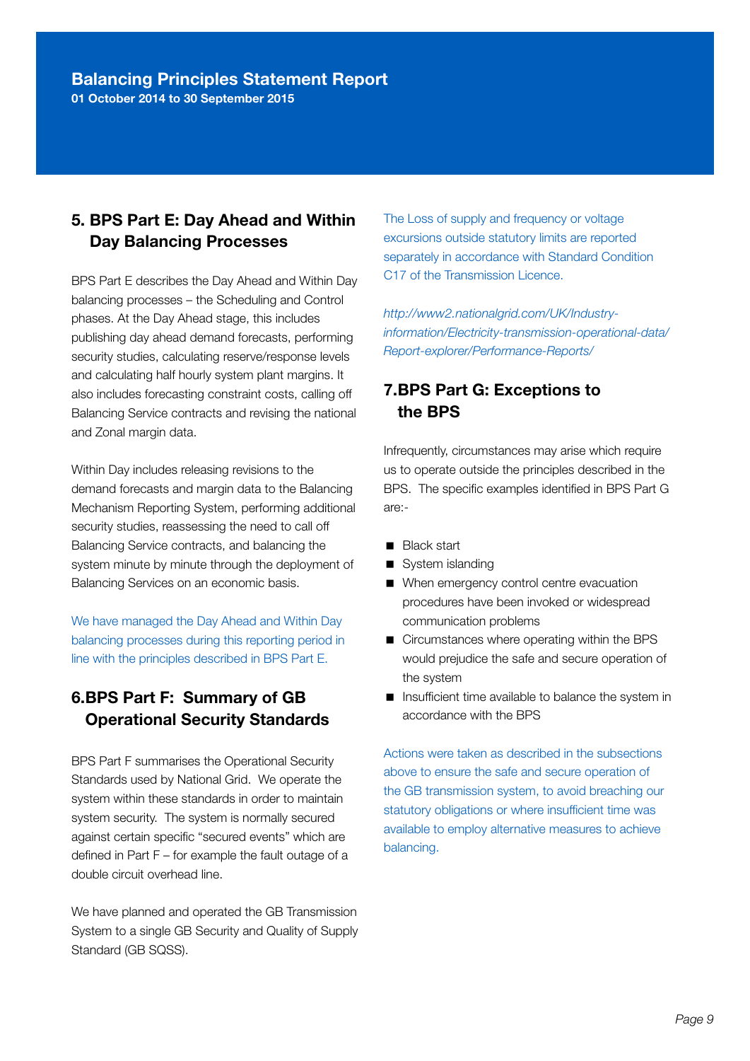## 5. BPS Part E: Day Ahead and Within Day Balancing Processes

BPS Part E describes the Day Ahead and Within Day balancing processes – the Scheduling and Control phases. At the Day Ahead stage, this includes publishing day ahead demand forecasts, performing security studies, calculating reserve/response levels and calculating half hourly system plant margins. It also includes forecasting constraint costs, calling off Balancing Service contracts and revising the national and Zonal margin data.

Within Day includes releasing revisions to the demand forecasts and margin data to the Balancing Mechanism Reporting System, performing additional security studies, reassessing the need to call off Balancing Service contracts, and balancing the system minute by minute through the deployment of Balancing Services on an economic basis.

We have managed the Day Ahead and Within Day balancing processes during this reporting period in line with the principles described in BPS Part E.

## 6. BPS Part F: Summary of GB Operational Security Standards

BPS Part F summarises the Operational Security Standards used by National Grid. We operate the system within these standards in order to maintain system security. The system is normally secured against certain specific "secured events" which are defined in Part F – for example the fault outage of a double circuit overhead line.

We have planned and operated the GB Transmission System to a single GB Security and Quality of Supply Standard (GB SQSS).

The Loss of supply and frequency or voltage excursions outside statutory limits are reported separately in accordance with Standard Condition C17 of the Transmission Licence.

*http://www2.nationalgrid.com/UK/Industry-information/Electricity-transmission-operational-data/Report-explorer/Performance-Reports/*

## 7. BPS Part G: Exceptions to the BPS

Infrequently, circumstances may arise which require us to operate outside the principles described in the BPS. The specific examples identified in BPS Part G are:-

- Black start
- System islanding
- When emergency control centre evacuation procedures have been invoked or widespread communication problems
- Circumstances where operating within the BPS would prejudice the safe and secure operation of the system
- Insufficient time available to balance the system in accordance with the BPS

Actions were taken as described in the subsections above to ensure the safe and secure operation of the GB transmission system, to avoid breaching our statutory obligations or where insufficient time was available to employ alternative measures to achieve balancing.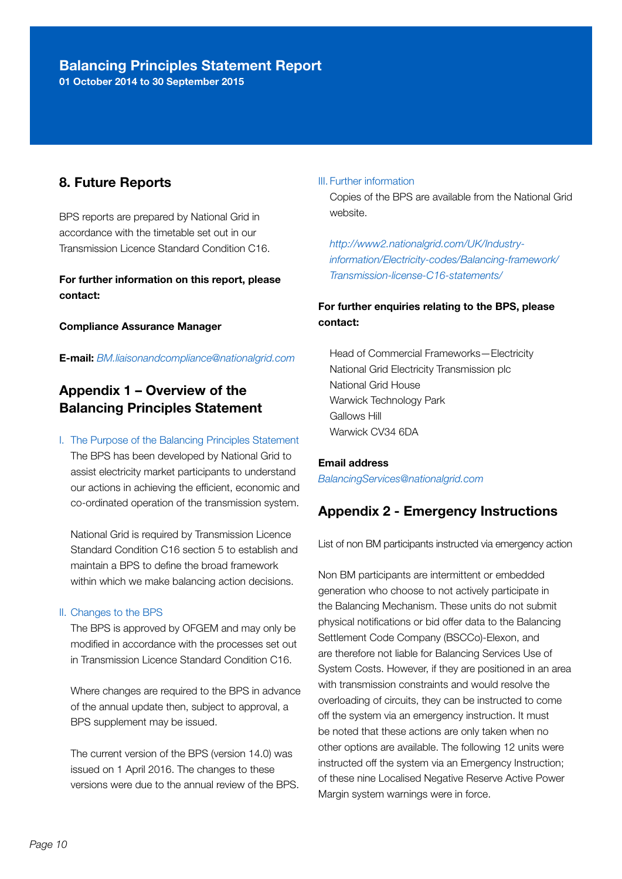## 8. Future Reports

BPS reports are prepared by National Grid in accordance with the timetable set out in our Transmission Licence Standard Condition C16.

**For further information on this report, please contact:**

**Compliance Assurance Manager**

**E-mail:** *BM.liaisonandcompliance@nationalgrid.com*

## Appendix 1 – Overview of the Balancing Principles Statement

I. The Purpose of the Balancing Principles Statement

The BPS has been developed by National Grid to assist electricity market participants to understand our actions in achieving the efficient, economic and co-ordinated operation of the transmission system.

National Grid is required by Transmission Licence Standard Condition C16 section 5 to establish and maintain a BPS to define the broad framework within which we make balancing action decisions.

II. Changes to the BPS

The BPS is approved by OFGEM and may only be modified in accordance with the processes set out in Transmission Licence Standard Condition C16.

Where changes are required to the BPS in advance of the annual update then, subject to approval, a BPS supplement may be issued.

The current version of the BPS (version 14.0) was issued on 1 April 2016. The changes to these versions were due to the annual review of the BPS.

III. Further information

Copies of the BPS are available from the National Grid website.

*http://www2.nationalgrid.com/UK/Industry-information/Electricity-codes/Balancing-framework/Transmission-license-C16-statements/*

**For further enquiries relating to the BPS, please contact:**

Head of Commercial Frameworks—Electricity
National Grid Electricity Transmission plc
National Grid House
Warwick Technology Park
Gallows Hill
Warwick CV34 6DA

**Email address**
*BalancingServices@nationalgrid.com*

## Appendix 2 - Emergency Instructions

List of non BM participants instructed via emergency action

Non BM participants are intermittent or embedded generation who choose to not actively participate in the Balancing Mechanism. These units do not submit physical notifications or bid offer data to the Balancing Settlement Code Company (BSCCo)-Elexon, and are therefore not liable for Balancing Services Use of System Costs. However, if they are positioned in an area with transmission constraints and would resolve the overloading of circuits, they can be instructed to come off the system via an emergency instruction. It must be noted that these actions are only taken when no other options are available. The following 12 units were instructed off the system via an Emergency Instruction; of these nine Localised Negative Reserve Active Power Margin system warnings were in force.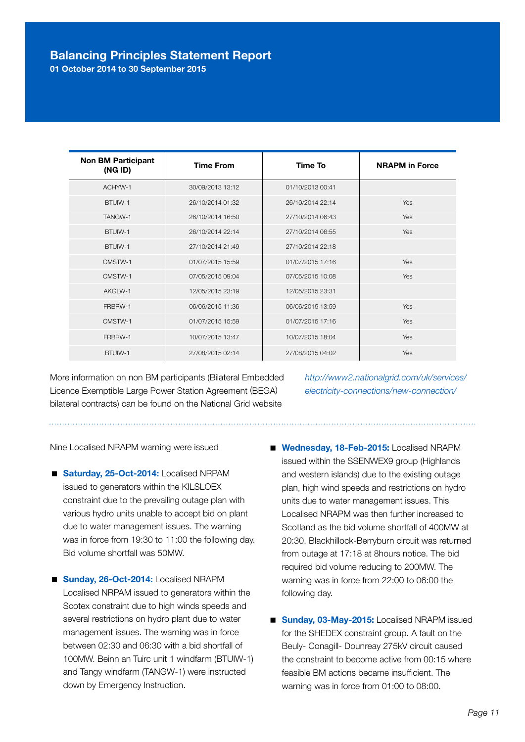# Balancing Principles Statement Report

**01 October 2014 to 30 September 2015**

| Non BM Participant (NG ID) | Time From | Time To | NRAPM in Force |
|---|---|---|---|
| ACHYW-1 | 30/09/2013 13:12 | 01/10/2013 00:41 | |
| BTUIW-1 | 26/10/2014 01:32 | 26/10/2014 22:14 | Yes |
| TANGW-1 | 26/10/2014 16:50 | 27/10/2014 06:43 | Yes |
| BTUIW-1 | 26/10/2014 22:14 | 27/10/2014 06:55 | Yes |
| BTUIW-1 | 27/10/2014 21:49 | 27/10/2014 22:18 | |
| CMSTW-1 | 01/07/2015 15:59 | 01/07/2015 17:16 | Yes |
| CMSTW-1 | 07/05/2015 09:04 | 07/05/2015 10:08 | Yes |
| AKGLW-1 | 12/05/2015 23:19 | 12/05/2015 23:31 | |
| FRBRW-1 | 06/06/2015 11:36 | 06/06/2015 13:59 | Yes |
| CMSTW-1 | 01/07/2015 15:59 | 01/07/2015 17:16 | Yes |
| FRBRW-1 | 10/07/2015 13:47 | 10/07/2015 18:04 | Yes |
| BTUIW-1 | 27/08/2015 02:14 | 27/08/2015 04:02 | Yes |

More information on non BM participants (Bilateral Embedded Licence Exemptible Large Power Station Agreement (BEGA) bilateral contracts) can be found on the National Grid website *http://www2.nationalgrid.com/uk/services/electricity-connections/new-connection/*

Nine Localised NRAPM warning were issued

- **Saturday, 25-Oct-2014:** Localised NRPAM issued to generators within the KILSLOEX constraint due to the prevailing outage plan with various hydro units unable to accept bid on plant due to water management issues. The warning was in force from 19:30 to 11:00 the following day. Bid volume shortfall was 50MW.

- **Sunday, 26-Oct-2014:** Localised NRAPM Localised NRPAM issued to generators within the Scotex constraint due to high winds speeds and several restrictions on hydro plant due to water management issues. The warning was in force between 02:30 and 06:30 with a bid shortfall of 100MW. Beinn an Tuirc unit 1 windfarm (BTUIW-1) and Tangy windfarm (TANGW-1) were instructed down by Emergency Instruction.

- **Wednesday, 18-Feb-2015:** Localised NRAPM issued within the SSENWEX9 group (Highlands and western islands) due to the existing outage plan, high wind speeds and restrictions on hydro units due to water management issues. This Localised NRAPM was then further increased to Scotland as the bid volume shortfall of 400MW at 20:30. Blackhillock-Berryburn circuit was returned from outage at 17:18 at 8hours notice. The bid required bid volume reducing to 200MW. The warning was in force from 22:00 to 06:00 the following day.

- **Sunday, 03-May-2015:** Localised NRAPM issued for the SHEDEX constraint group. A fault on the Beuly- Conagill- Dounreay 275kV circuit caused the constraint to become active from 00:15 where feasible BM actions became insufficient. The warning was in force from 01:00 to 08:00.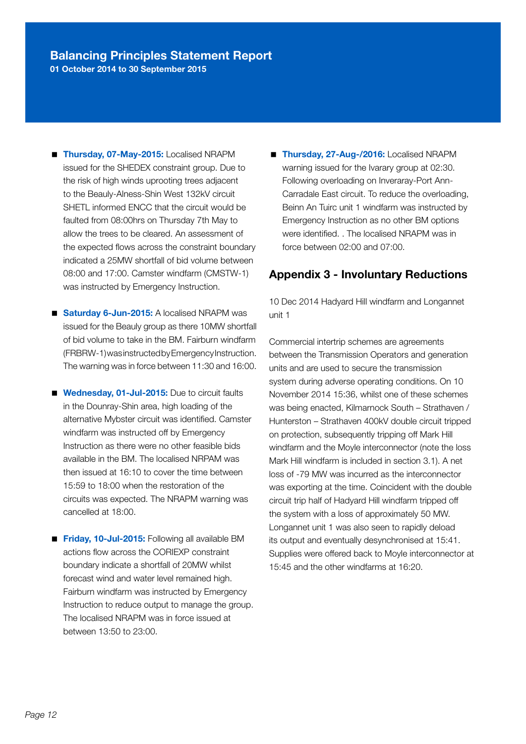- **Thursday, 07-May-2015:** Localised NRAPM issued for the SHEDEX constraint group. Due to the risk of high winds uprooting trees adjacent to the Beauly-Alness-Shin West 132kV circuit SHETL informed ENCC that the circuit would be faulted from 08:00hrs on Thursday 7th May to allow the trees to be cleared. An assessment of the expected flows across the constraint boundary indicated a 25MW shortfall of bid volume between 08:00 and 17:00. Camster windfarm (CMSTW-1) was instructed by Emergency Instruction.

- **Saturday 6-Jun-2015:** A localised NRAPM was issued for the Beauly group as there 10MW shortfall of bid volume to take in the BM. Fairburn windfarm (FRBRW-1) was instructed by Emergency Instruction. The warning was in force between 11:30 and 16:00.

- **Wednesday, 01-Jul-2015:** Due to circuit faults in the Dounray-Shin area, high loading of the alternative Mybster circuit was identified. Camster windfarm was instructed off by Emergency Instruction as there were no other feasible bids available in the BM. The localised NRPAM was then issued at 16:10 to cover the time between 15:59 to 18:00 when the restoration of the circuits was expected. The NRAPM warning was cancelled at 18:00.

- **Friday, 10-Jul-2015:** Following all available BM actions flow across the CORIEXP constraint boundary indicate a shortfall of 20MW whilst forecast wind and water level remained high. Fairburn windfarm was instructed by Emergency Instruction to reduce output to manage the group. The localised NRAPM was in force issued at between 13:50 to 23:00.

- **Thursday, 27-Aug-/2016:** Localised NRAPM warning issued for the Ivarary group at 02:30. Following overloading on Inveraray-Port Ann-Carradale East circuit. To reduce the overloading, Beinn An Tuirc unit 1 windfarm was instructed by Emergency Instruction as no other BM options were identified. . The localised NRAPM was in force between 02:00 and 07:00.

## Appendix 3 - Involuntary Reductions

10 Dec 2014 Hadyard Hill windfarm and Longannet unit 1

Commercial intertrip schemes are agreements between the Transmission Operators and generation units and are used to secure the transmission system during adverse operating conditions. On 10 November 2014 15:36, whilst one of these schemes was being enacted, Kilmarnock South – Strathaven / Hunterston – Strathaven 400kV double circuit tripped on protection, subsequently tripping off Mark Hill windfarm and the Moyle interconnector (note the loss Mark Hill windfarm is included in section 3.1). A net loss of -79 MW was incurred as the interconnector was exporting at the time. Coincident with the double circuit trip half of Hadyard Hill windfarm tripped off the system with a loss of approximately 50 MW. Longannet unit 1 was also seen to rapidly deload its output and eventually desynchronised at 15:41. Supplies were offered back to Moyle interconnector at 15:45 and the other windfarms at 16:20.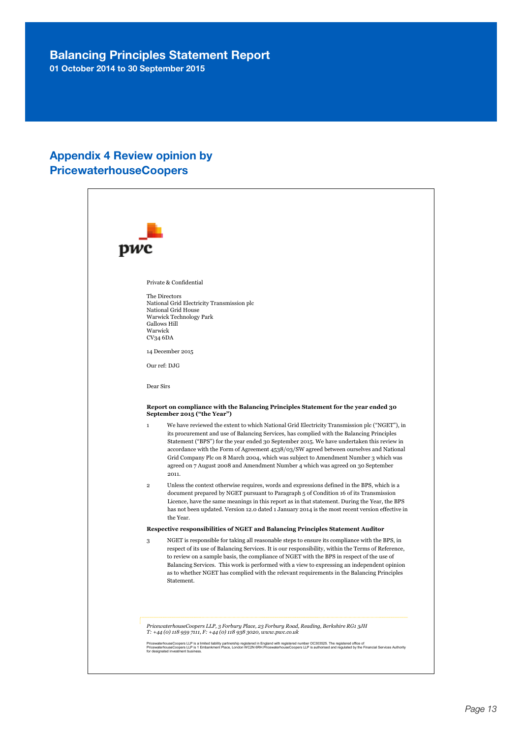# Balancing Principles Statement Report

**01 October 2014 to 30 September 2015**

## Appendix 4 Review opinion by PricewaterhouseCoopers

Private & Confidential

The Directors
National Grid Electricity Transmission plc
National Grid House
Warwick Technology Park
Gallows Hill
Warwick
CV34 6DA

14 December 2015

Our ref: DJG

Dear Sirs

**Report on compliance with the Balancing Principles Statement for the year ended 30 September 2015 ("the Year")**

1 We have reviewed the extent to which National Grid Electricity Transmission plc ("NGET"), in its procurement and use of Balancing Services, has complied with the Balancing Principles Statement ("BPS") for the year ended 30 September 2015. We have undertaken this review in accordance with the Form of Agreement 4538/03/SW agreed between ourselves and National Grid Company Plc on 8 March 2004, which was subject to Amendment Number 3 which was agreed on 7 August 2008 and Amendment Number 4 which was agreed on 30 September 2011.

2 Unless the context otherwise requires, words and expressions defined in the BPS, which is a document prepared by NGET pursuant to Paragraph 5 of Condition 16 of its Transmission Licence, have the same meanings in this report as in that statement. During the Year, the BPS has not been updated. Version 12.0 dated 1 January 2014 is the most recent version effective in the Year.

**Respective responsibilities of NGET and Balancing Principles Statement Auditor**

3 NGET is responsible for taking all reasonable steps to ensure its compliance with the BPS, in respect of its use of Balancing Services. It is our responsibility, within the Terms of Reference, to review on a sample basis, the compliance of NGET with the BPS in respect of the use of Balancing Services. This work is performed with a view to expressing an independent opinion as to whether NGET has complied with the relevant requirements in the Balancing Principles Statement.

*PricewaterhouseCoopers LLP, 3 Forbury Place, 23 Forbury Road, Reading, Berkshire RG1 3JH*
*T: +44 (0) 118 959 7111, F: +44 (0) 118 938 3020, www.pwc.co.uk*

PricewaterhouseCoopers LLP is a limited liability partnership registered in England with registered number OC303525. The registered office of PricewaterhouseCoopers LLP is 1 Embankment Place, London WC2N 6RH. PricewaterhouseCoopers LLP is authorised and regulated by the Financial Services Authority for designated investment business.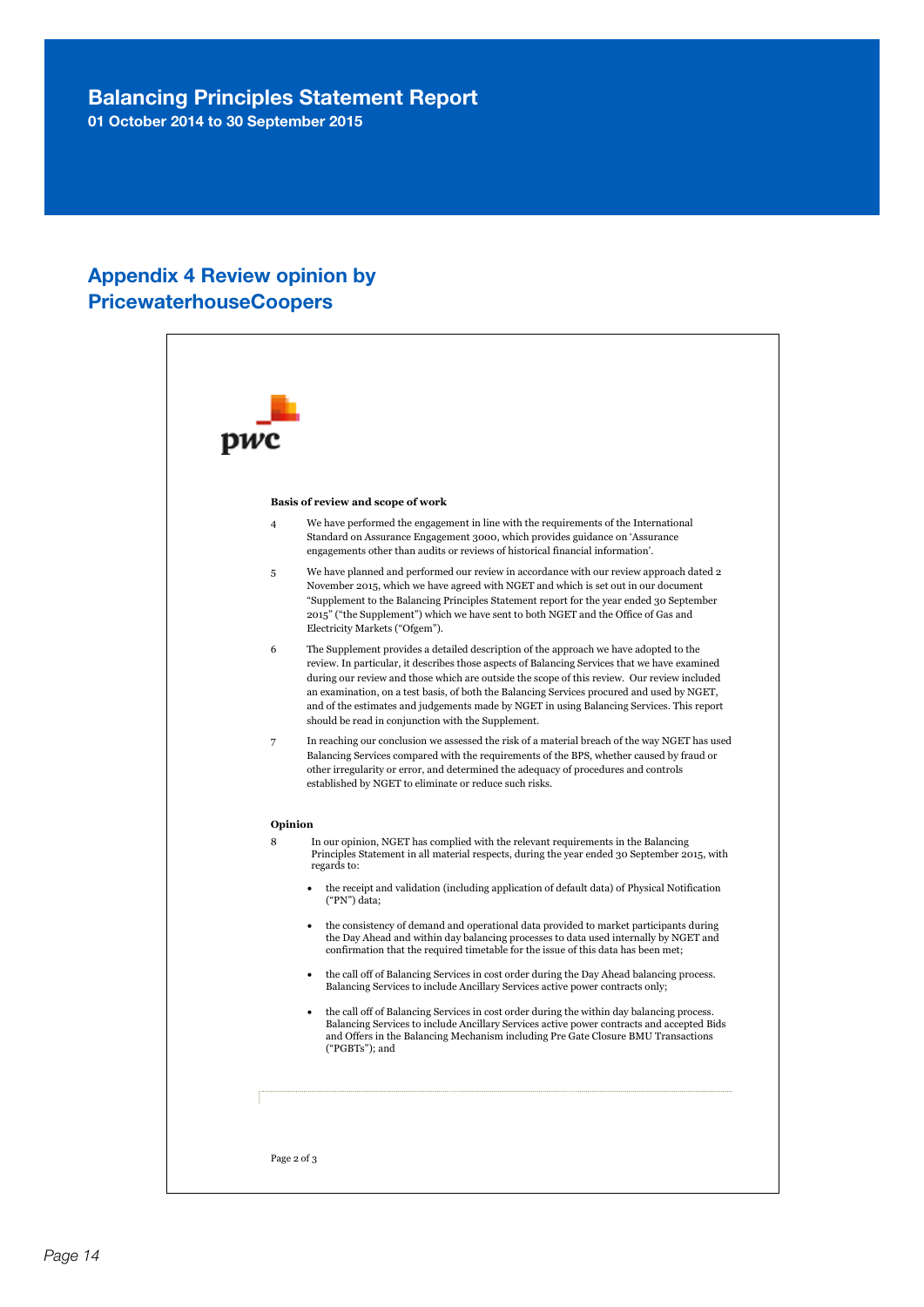# Balancing Principles Statement Report

**01 October 2014 to 30 September 2015**

## Appendix 4 Review opinion by PricewaterhouseCoopers

pwc

**Basis of review and scope of work**

4 We have performed the engagement in line with the requirements of the International Standard on Assurance Engagement 3000, which provides guidance on 'Assurance engagements other than audits or reviews of historical financial information'.

5 We have planned and performed our review in accordance with our review approach dated 2 November 2015, which we have agreed with NGET and which is set out in our document "Supplement to the Balancing Principles Statement report for the year ended 30 September 2015" ("the Supplement") which we have sent to both NGET and the Office of Gas and Electricity Markets ("Ofgem").

6 The Supplement provides a detailed description of the approach we have adopted to the review. In particular, it describes those aspects of Balancing Services that we have examined during our review and those which are outside the scope of this review. Our review included an examination, on a test basis, of both the Balancing Services procured and used by NGET, and of the estimates and judgements made by NGET in using Balancing Services. This report should be read in conjunction with the Supplement.

7 In reaching our conclusion we assessed the risk of a material breach of the way NGET has used Balancing Services compared with the requirements of the BPS, whether caused by fraud or other irregularity or error, and determined the adequacy of procedures and controls established by NGET to eliminate or reduce such risks.

**Opinion**

8 In our opinion, NGET has complied with the relevant requirements in the Balancing Principles Statement in all material respects, during the year ended 30 September 2015, with regards to:

- the receipt and validation (including application of default data) of Physical Notification ("PN") data;
- the consistency of demand and operational data provided to market participants during the Day Ahead and within day balancing processes to data used internally by NGET and confirmation that the required timetable for the issue of this data has been met;
- the call off of Balancing Services in cost order during the Day Ahead balancing process. Balancing Services to include Ancillary Services active power contracts only;
- the call off of Balancing Services in cost order during the within day balancing process. Balancing Services to include Ancillary Services active power contracts and accepted Bids and Offers in the Balancing Mechanism including Pre Gate Closure BMU Transactions ("PGBTs"); and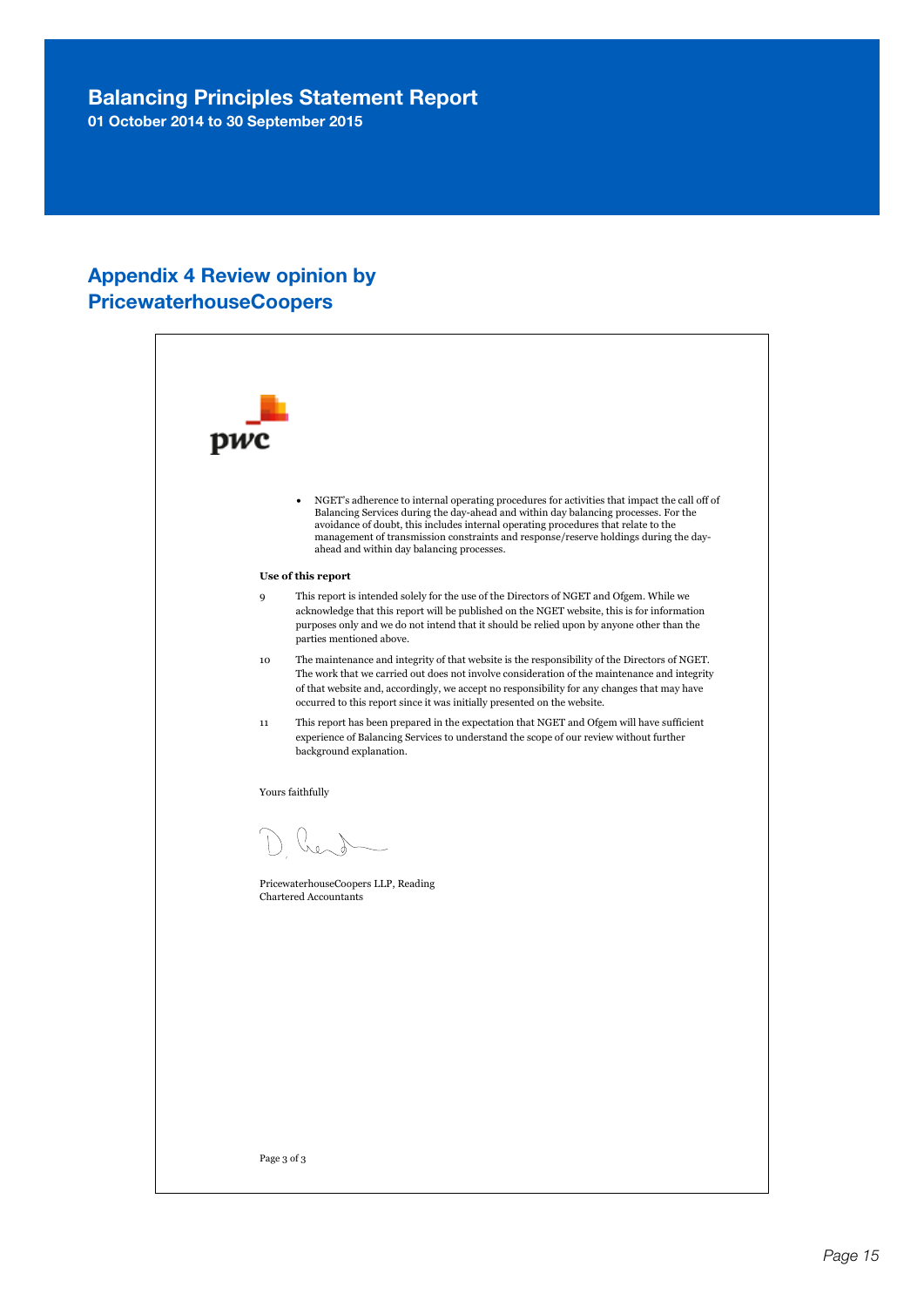## Appendix 4 Review opinion by PricewaterhouseCoopers

- NGET's adherence to internal operating procedures for activities that impact the call off of Balancing Services during the day-ahead and within day balancing processes. For the avoidance of doubt, this includes internal operating procedures that relate to the management of transmission constraints and response/reserve holdings during the day-ahead and within day balancing processes.

**Use of this report**

9 This report is intended solely for the use of the Directors of NGET and Ofgem. While we acknowledge that this report will be published on the NGET website, this is for information purposes only and we do not intend that it should be relied upon by anyone other than the parties mentioned above.

10 The maintenance and integrity of that website is the responsibility of the Directors of NGET. The work that we carried out does not involve consideration of the maintenance and integrity of that website and, accordingly, we accept no responsibility for any changes that may have occurred to this report since it was initially presented on the website.

11 This report has been prepared in the expectation that NGET and Ofgem will have sufficient experience of Balancing Services to understand the scope of our review without further background explanation.

Yours faithfully

PricewaterhouseCoopers LLP, Reading
Chartered Accountants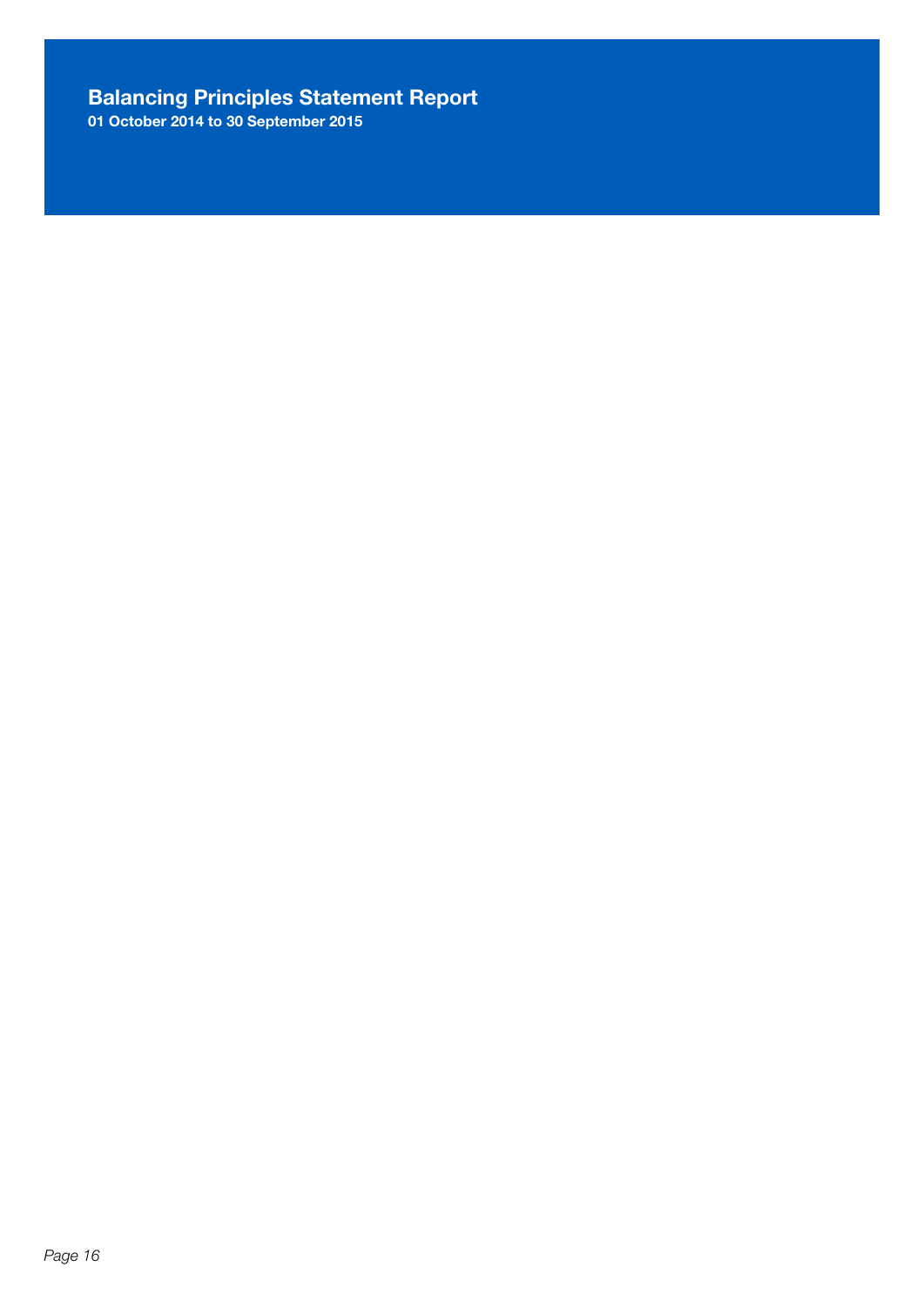# Balancing Principles Statement Report

**01 October 2014 to 30 September 2015**